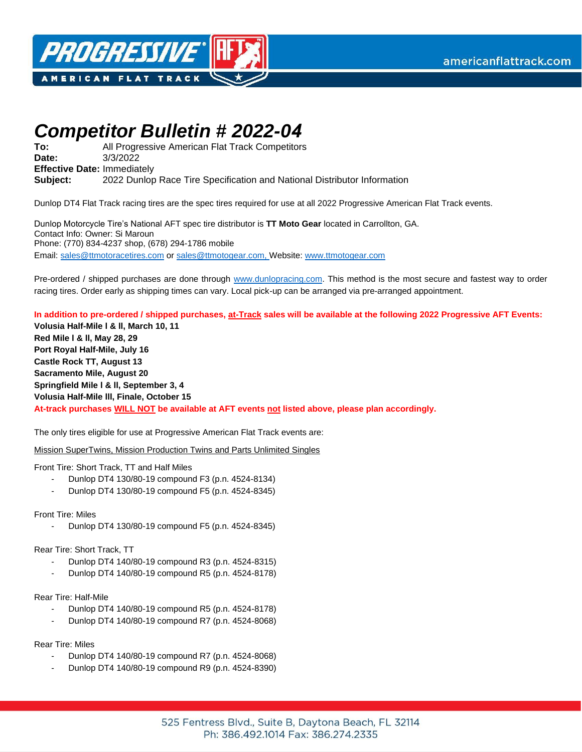# Competitor Bulletin # 2022-04

**To:** All Progressive American Flat Track Competitors
**Date:** 3/3/2022
**Effective Date:** Immediately
**Subject:** 2022 Dunlop Race Tire Specification and National Distributor Information

Dunlop DT4 Flat Track racing tires are the spec tires required for use at all 2022 Progressive American Flat Track events.

Dunlop Motorcycle Tire's National AFT spec tire distributor is **TT Moto Gear** located in Carrollton, GA.
Contact Info: Owner: Si Maroun
Phone: (770) 834-4237 shop, (678) 294-1786 mobile
Email: sales@ttmotoracetires.com or sales@ttmotogear.com, Website: www.ttmotogear.com

Pre-ordered / shipped purchases are done through www.dunlopracing.com. This method is the most secure and fastest way to order racing tires. Order early as shipping times can vary. Local pick-up can be arranged via pre-arranged appointment.

**In addition to pre-ordered / shipped purchases, at-Track sales will be available at the following 2022 Progressive AFT Events:**
**Volusia Half-Mile I & II, March 10, 11**
**Red Mile I & II, May 28, 29**
**Port Royal Half-Mile, July 16**
**Castle Rock TT, August 13**
**Sacramento Mile, August 20**
**Springfield Mile I & II, September 3, 4**
**Volusia Half-Mile III, Finale, October 15**
**At-track purchases WILL NOT be available at AFT events not listed above, please plan accordingly.**

The only tires eligible for use at Progressive American Flat Track events are:

Mission SuperTwins, Mission Production Twins and Parts Unlimited Singles

Front Tire: Short Track, TT and Half Miles

- Dunlop DT4 130/80-19 compound F3 (p.n. 4524-8134)
- Dunlop DT4 130/80-19 compound F5 (p.n. 4524-8345)

Front Tire: Miles

- Dunlop DT4 130/80-19 compound F5 (p.n. 4524-8345)

Rear Tire: Short Track, TT

- Dunlop DT4 140/80-19 compound R3 (p.n. 4524-8315)
- Dunlop DT4 140/80-19 compound R5 (p.n. 4524-8178)

Rear Tire: Half-Mile

- Dunlop DT4 140/80-19 compound R5 (p.n. 4524-8178)
- Dunlop DT4 140/80-19 compound R7 (p.n. 4524-8068)

Rear Tire: Miles

- Dunlop DT4 140/80-19 compound R7 (p.n. 4524-8068)
- Dunlop DT4 140/80-19 compound R9 (p.n. 4524-8390)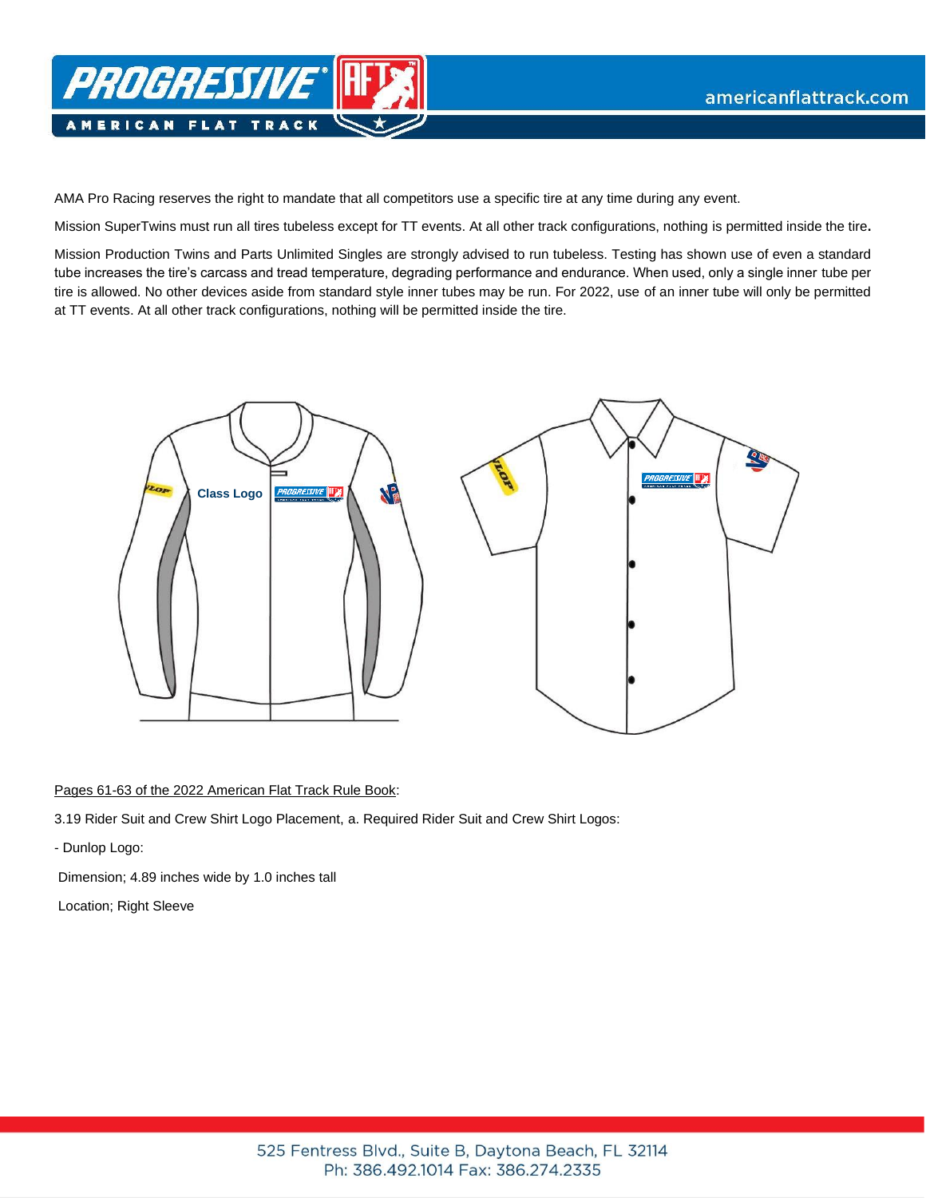AMA Pro Racing reserves the right to mandate that all competitors use a specific tire at any time during any event.

Mission SuperTwins must run all tires tubeless except for TT events. At all other track configurations, nothing is permitted inside the tire**.**

Mission Production Twins and Parts Unlimited Singles are strongly advised to run tubeless. Testing has shown use of even a standard tube increases the tire's carcass and tread temperature, degrading performance and endurance. When used, only a single inner tube per tire is allowed. No other devices aside from standard style inner tubes may be run. For 2022, use of an inner tube will only be permitted at TT events. At all other track configurations, nothing will be permitted inside the tire.

Class Logo

Pages 61-63 of the 2022 American Flat Track Rule Book:

3.19 Rider Suit and Crew Shirt Logo Placement, a. Required Rider Suit and Crew Shirt Logos:

- Dunlop Logo:

Dimension; 4.89 inches wide by 1.0 inches tall

Location; Right Sleeve